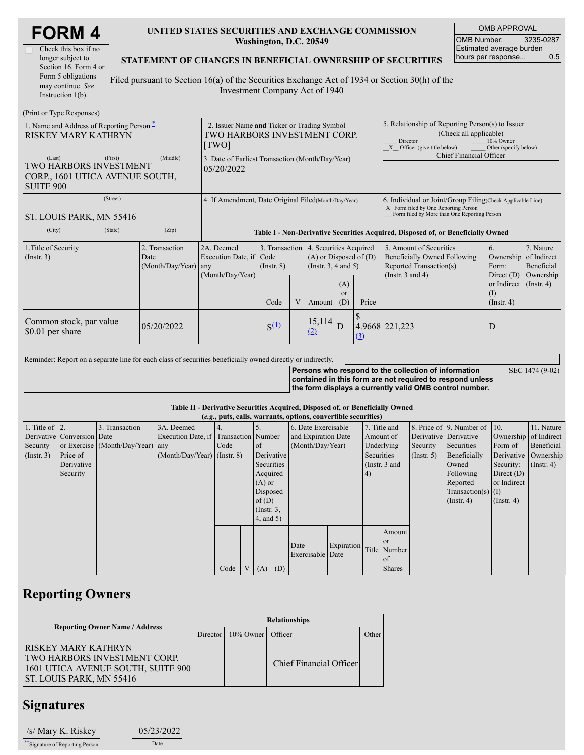# FORM 4

☐ Check this box if no longer subject to Section 16. Form 4 or Form 5 obligations may continue. *See* Instruction 1(b).

**UNITED STATES SECURITIES AND EXCHANGE COMMISSION**
**Washington, D.C. 20549**

**STATEMENT OF CHANGES IN BENEFICIAL OWNERSHIP OF SECURITIES**

Filed pursuant to Section 16(a) of the Securities Exchange Act of 1934 or Section 30(h) of the Investment Company Act of 1940

| OMB APPROVAL | |
|---|---|
| OMB Number: | 3235-0287 |
| Estimated average burden hours per response... | 0.5 |

(Print or Type Responses)

| 1. Name and Address of Reporting Person * | 2. Issuer Name and Ticker or Trading Symbol | 5. Relationship of Reporting Person(s) to Issuer (Check all applicable) |
|---|---|---|
| RISKEY MARY KATHRYN | TWO HARBORS INVESTMENT CORP. [TWO] | ___ Director ___ 10% Owner _X_ Officer (give title below) ___ Other (specify below) Chief Financial Officer |
| (Last) (First) (Middle) TWO HARBORS INVESTMENT CORP., 1601 UTICA AVENUE SOUTH, SUITE 900 | 3. Date of Earliest Transaction (Month/Day/Year) 05/20/2022 | |
| (Street) ST. LOUIS PARK, MN 55416 | 4. If Amendment, Date Original Filed (Month/Day/Year) | 6. Individual or Joint/Group Filing (Check Applicable Line) _X_ Form filed by One Reporting Person ___ Form filed by More than One Reporting Person |
| (City) (State) (Zip) | | |

**Table I - Non-Derivative Securities Acquired, Disposed of, or Beneficially Owned**

| 1.Title of Security (Instr. 3) | 2. Transaction Date (Month/Day/Year) | 2A. Deemed Execution Date, if any (Month/Day/Year) | 3. Transaction Code (Instr. 8) | | 4. Securities Acquired (A) or Disposed of (D) (Instr. 3, 4 and 5) | | | 5. Amount of Securities Beneficially Owned Following Reported Transaction(s) (Instr. 3 and 4) | 6. Ownership Form: Direct (D) or Indirect (I) (Instr. 4) | 7. Nature of Indirect Beneficial Ownership (Instr. 4) |
|---|---|---|---|---|---|---|---|---|---|---|
| | | | Code | V | Amount | (A) or (D) | Price | | | |
| Common stock, par value $0.01 per share | 05/20/2022 | | S[(1)] | | 15,114 [(2)] | D | $ 4.9668 [(3)] | 221,223 | D | |

Reminder: Report on a separate line for each class of securities beneficially owned directly or indirectly.

**Persons who respond to the collection of information contained in this form are not required to respond unless the form displays a currently valid OMB control number.**

SEC 1474 (9-02)

**Table II - Derivative Securities Acquired, Disposed of, or Beneficially Owned**
**(*e.g.*, puts, calls, warrants, options, convertible securities)**

| 1. Title of Derivative Security (Instr. 3) | 2. Conversion or Exercise Price of Derivative Security | 3. Transaction Date (Month/Day/Year) | 3A. Deemed Execution Date, if any (Month/Day/Year) | 4. Transaction Code (Instr. 8) | | 5. Number of Derivative Securities Acquired (A) or Disposed of (D) (Instr. 3, 4, and 5) | | 6. Date Exercisable and Expiration Date (Month/Day/Year) | | 7. Title and Amount of Underlying Securities (Instr. 3 and 4) | | 8. Price of Derivative Security (Instr. 5) | 9. Number of Derivative Securities Beneficially Owned Following Reported Transaction(s) (Instr. 4) | 10. Ownership Form of Derivative Security: Direct (D) or Indirect (I) (Instr. 4) | 11. Nature of Indirect Beneficial Ownership (Instr. 4) |
|---|---|---|---|---|---|---|---|---|---|---|---|---|---|---|---|
| | | | | Code | V | (A) | (D) | Date Exercisable | Expiration Date | Title | Amount or Number of Shares | | | | |

## Reporting Owners

| Reporting Owner Name / Address | Relationships | | | |
|---|---|---|---|---|
| | Director | 10% Owner | Officer | Other |
| RISKEY MARY KATHRYN TWO HARBORS INVESTMENT CORP. 1601 UTICA AVENUE SOUTH, SUITE 900 ST. LOUIS PARK, MN 55416 | | | Chief Financial Officer | |

## Signatures

| /s/ Mary K. Riskey | 05/23/2022 |
|---|---|
| **Signature of Reporting Person | Date |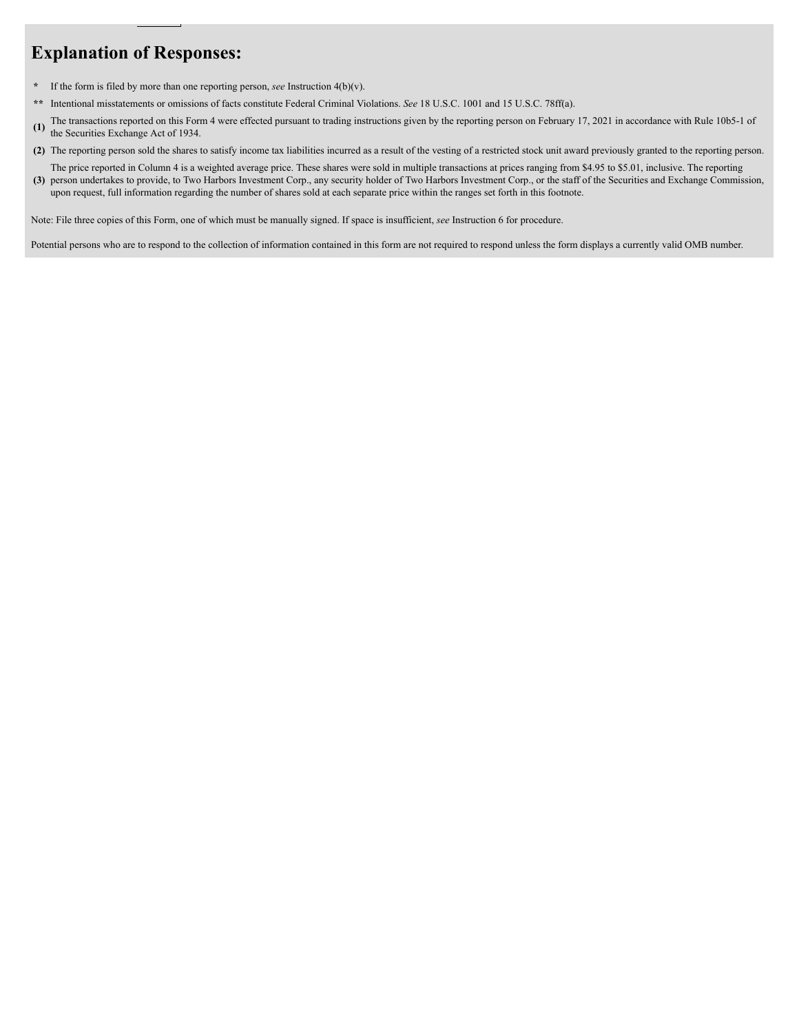# Explanation of Responses:

\* If the form is filed by more than one reporting person, *see* Instruction 4(b)(v).

\*\* Intentional misstatements or omissions of facts constitute Federal Criminal Violations. *See* 18 U.S.C. 1001 and 15 U.S.C. 78ff(a).

**(1)** The transactions reported on this Form 4 were effected pursuant to trading instructions given by the reporting person on February 17, 2021 in accordance with Rule 10b5-1 of the Securities Exchange Act of 1934.

**(2)** The reporting person sold the shares to satisfy income tax liabilities incurred as a result of the vesting of a restricted stock unit award previously granted to the reporting person.

**(3)** The price reported in Column 4 is a weighted average price. These shares were sold in multiple transactions at prices ranging from $4.95 to $5.01, inclusive. The reporting person undertakes to provide, to Two Harbors Investment Corp., any security holder of Two Harbors Investment Corp., or the staff of the Securities and Exchange Commission, upon request, full information regarding the number of shares sold at each separate price within the ranges set forth in this footnote.

Note: File three copies of this Form, one of which must be manually signed. If space is insufficient, *see* Instruction 6 for procedure.

Potential persons who are to respond to the collection of information contained in this form are not required to respond unless the form displays a currently valid OMB number.